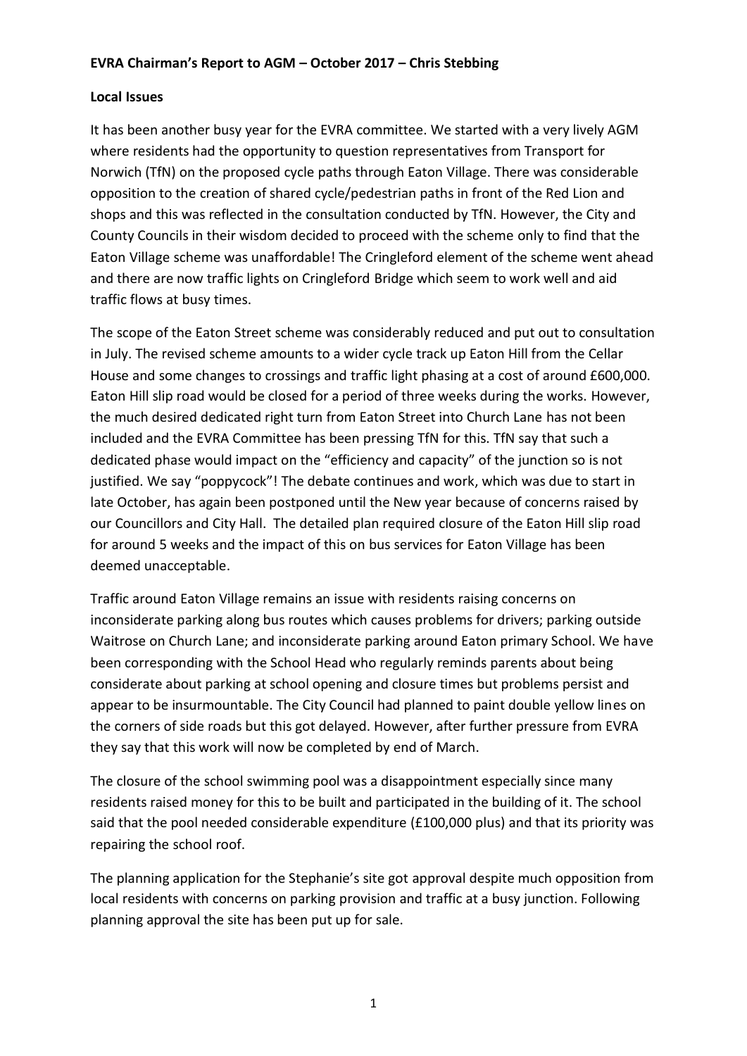**EVRA Chairman's Report to AGM – October 2017 – Chris Stebbing**

**Local Issues**

It has been another busy year for the EVRA committee. We started with a very lively AGM where residents had the opportunity to question representatives from Transport for Norwich (TfN) on the proposed cycle paths through Eaton Village. There was considerable opposition to the creation of shared cycle/pedestrian paths in front of the Red Lion and shops and this was reflected in the consultation conducted by TfN. However, the City and County Councils in their wisdom decided to proceed with the scheme only to find that the Eaton Village scheme was unaffordable! The Cringleford element of the scheme went ahead and there are now traffic lights on Cringleford Bridge which seem to work well and aid traffic flows at busy times.

The scope of the Eaton Street scheme was considerably reduced and put out to consultation in July. The revised scheme amounts to a wider cycle track up Eaton Hill from the Cellar House and some changes to crossings and traffic light phasing at a cost of around £600,000. Eaton Hill slip road would be closed for a period of three weeks during the works. However, the much desired dedicated right turn from Eaton Street into Church Lane has not been included and the EVRA Committee has been pressing TfN for this. TfN say that such a dedicated phase would impact on the "efficiency and capacity" of the junction so is not justified. We say "poppycock"! The debate continues and work, which was due to start in late October, has again been postponed until the New year because of concerns raised by our Councillors and City Hall. The detailed plan required closure of the Eaton Hill slip road for around 5 weeks and the impact of this on bus services for Eaton Village has been deemed unacceptable.

Traffic around Eaton Village remains an issue with residents raising concerns on inconsiderate parking along bus routes which causes problems for drivers; parking outside Waitrose on Church Lane; and inconsiderate parking around Eaton primary School. We have been corresponding with the School Head who regularly reminds parents about being considerate about parking at school opening and closure times but problems persist and appear to be insurmountable. The City Council had planned to paint double yellow lines on the corners of side roads but this got delayed. However, after further pressure from EVRA they say that this work will now be completed by end of March.

The closure of the school swimming pool was a disappointment especially since many residents raised money for this to be built and participated in the building of it. The school said that the pool needed considerable expenditure (£100,000 plus) and that its priority was repairing the school roof.

The planning application for the Stephanie's site got approval despite much opposition from local residents with concerns on parking provision and traffic at a busy junction. Following planning approval the site has been put up for sale.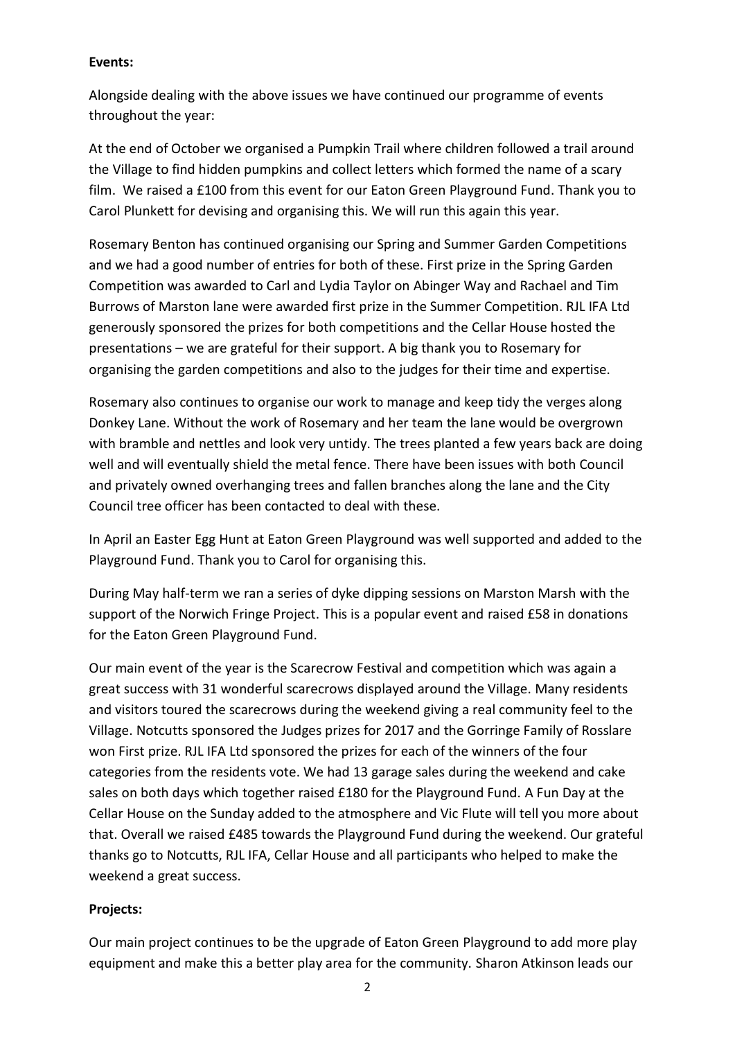**Events:**

Alongside dealing with the above issues we have continued our programme of events throughout the year:

At the end of October we organised a Pumpkin Trail where children followed a trail around the Village to find hidden pumpkins and collect letters which formed the name of a scary film. We raised a £100 from this event for our Eaton Green Playground Fund. Thank you to Carol Plunkett for devising and organising this. We will run this again this year.

Rosemary Benton has continued organising our Spring and Summer Garden Competitions and we had a good number of entries for both of these. First prize in the Spring Garden Competition was awarded to Carl and Lydia Taylor on Abinger Way and Rachael and Tim Burrows of Marston lane were awarded first prize in the Summer Competition. RJL IFA Ltd generously sponsored the prizes for both competitions and the Cellar House hosted the presentations – we are grateful for their support. A big thank you to Rosemary for organising the garden competitions and also to the judges for their time and expertise.

Rosemary also continues to organise our work to manage and keep tidy the verges along Donkey Lane. Without the work of Rosemary and her team the lane would be overgrown with bramble and nettles and look very untidy. The trees planted a few years back are doing well and will eventually shield the metal fence. There have been issues with both Council and privately owned overhanging trees and fallen branches along the lane and the City Council tree officer has been contacted to deal with these.

In April an Easter Egg Hunt at Eaton Green Playground was well supported and added to the Playground Fund. Thank you to Carol for organising this.

During May half-term we ran a series of dyke dipping sessions on Marston Marsh with the support of the Norwich Fringe Project. This is a popular event and raised £58 in donations for the Eaton Green Playground Fund.

Our main event of the year is the Scarecrow Festival and competition which was again a great success with 31 wonderful scarecrows displayed around the Village. Many residents and visitors toured the scarecrows during the weekend giving a real community feel to the Village. Notcutts sponsored the Judges prizes for 2017 and the Gorringe Family of Rosslare won First prize. RJL IFA Ltd sponsored the prizes for each of the winners of the four categories from the residents vote. We had 13 garage sales during the weekend and cake sales on both days which together raised £180 for the Playground Fund. A Fun Day at the Cellar House on the Sunday added to the atmosphere and Vic Flute will tell you more about that. Overall we raised £485 towards the Playground Fund during the weekend. Our grateful thanks go to Notcutts, RJL IFA, Cellar House and all participants who helped to make the weekend a great success.

**Projects:**

Our main project continues to be the upgrade of Eaton Green Playground to add more play equipment and make this a better play area for the community. Sharon Atkinson leads our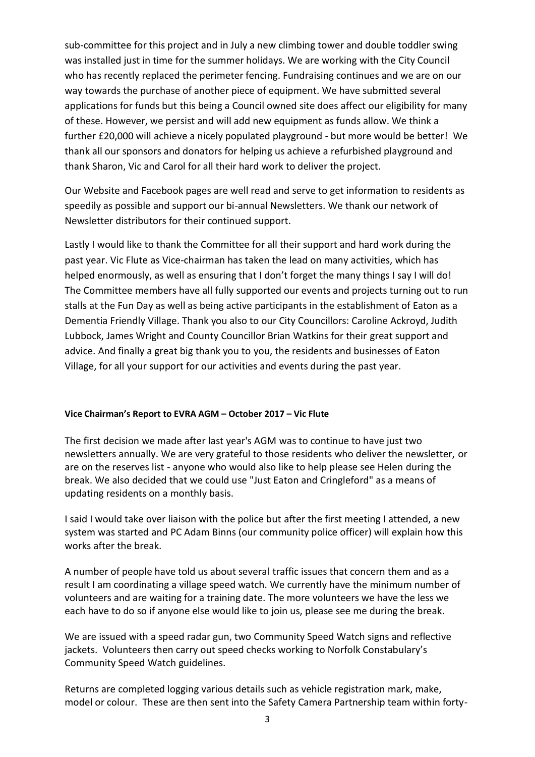sub-committee for this project and in July a new climbing tower and double toddler swing was installed just in time for the summer holidays. We are working with the City Council who has recently replaced the perimeter fencing. Fundraising continues and we are on our way towards the purchase of another piece of equipment. We have submitted several applications for funds but this being a Council owned site does affect our eligibility for many of these. However, we persist and will add new equipment as funds allow. We think a further £20,000 will achieve a nicely populated playground - but more would be better! We thank all our sponsors and donators for helping us achieve a refurbished playground and thank Sharon, Vic and Carol for all their hard work to deliver the project.

Our Website and Facebook pages are well read and serve to get information to residents as speedily as possible and support our bi-annual Newsletters. We thank our network of Newsletter distributors for their continued support.

Lastly I would like to thank the Committee for all their support and hard work during the past year. Vic Flute as Vice-chairman has taken the lead on many activities, which has helped enormously, as well as ensuring that I don't forget the many things I say I will do! The Committee members have all fully supported our events and projects turning out to run stalls at the Fun Day as well as being active participants in the establishment of Eaton as a Dementia Friendly Village. Thank you also to our City Councillors: Caroline Ackroyd, Judith Lubbock, James Wright and County Councillor Brian Watkins for their great support and advice. And finally a great big thank you to you, the residents and businesses of Eaton Village, for all your support for our activities and events during the past year.

**Vice Chairman's Report to EVRA AGM – October 2017 – Vic Flute**

The first decision we made after last year's AGM was to continue to have just two newsletters annually. We are very grateful to those residents who deliver the newsletter, or are on the reserves list - anyone who would also like to help please see Helen during the break. We also decided that we could use "Just Eaton and Cringleford" as a means of updating residents on a monthly basis.

I said I would take over liaison with the police but after the first meeting I attended, a new system was started and PC Adam Binns (our community police officer) will explain how this works after the break.

A number of people have told us about several traffic issues that concern them and as a result I am coordinating a village speed watch. We currently have the minimum number of volunteers and are waiting for a training date. The more volunteers we have the less we each have to do so if anyone else would like to join us, please see me during the break.

We are issued with a speed radar gun, two Community Speed Watch signs and reflective jackets. Volunteers then carry out speed checks working to Norfolk Constabulary's Community Speed Watch guidelines.

Returns are completed logging various details such as vehicle registration mark, make, model or colour. These are then sent into the Safety Camera Partnership team within forty-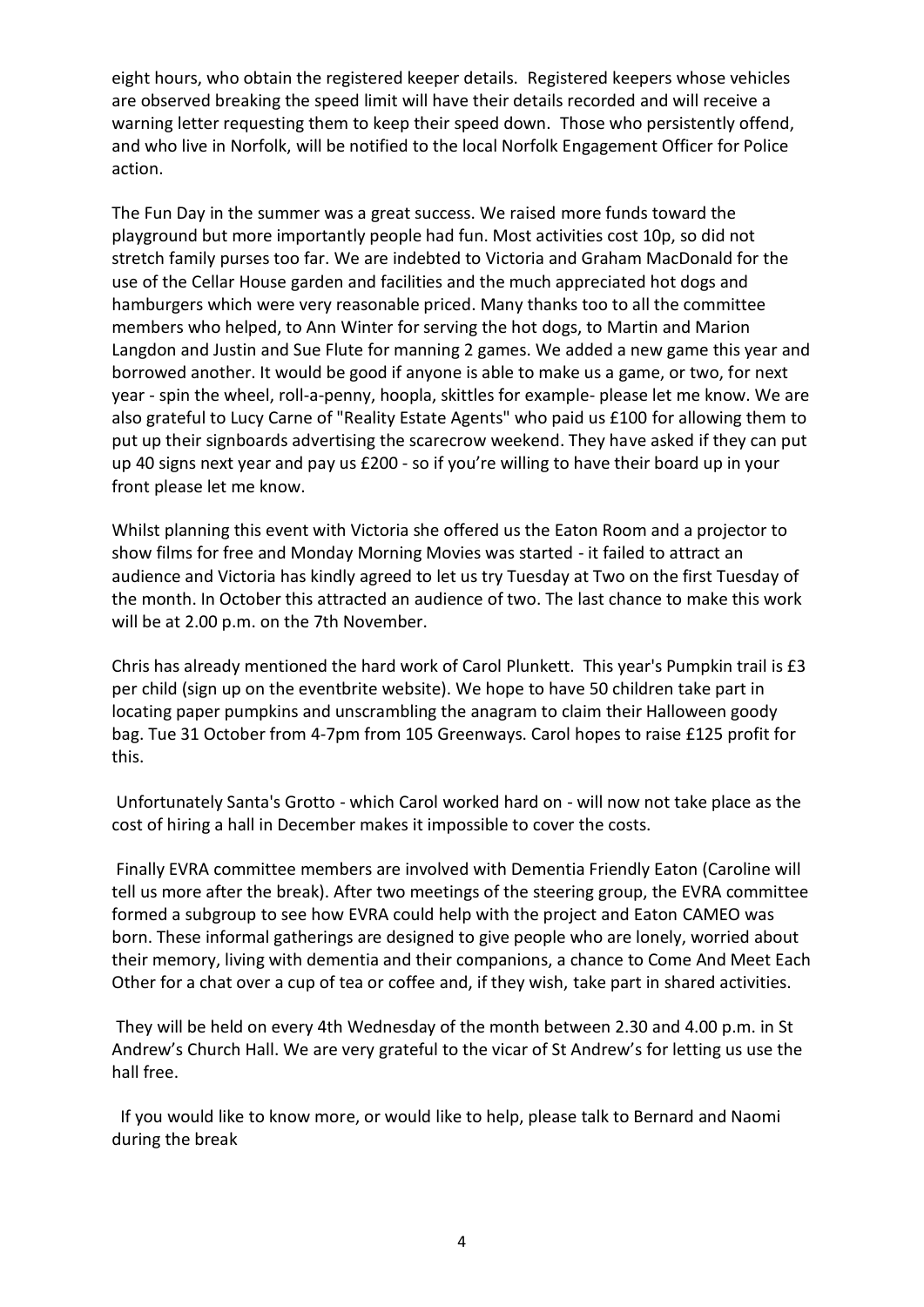eight hours, who obtain the registered keeper details. Registered keepers whose vehicles are observed breaking the speed limit will have their details recorded and will receive a warning letter requesting them to keep their speed down. Those who persistently offend, and who live in Norfolk, will be notified to the local Norfolk Engagement Officer for Police action.

The Fun Day in the summer was a great success. We raised more funds toward the playground but more importantly people had fun. Most activities cost 10p, so did not stretch family purses too far. We are indebted to Victoria and Graham MacDonald for the use of the Cellar House garden and facilities and the much appreciated hot dogs and hamburgers which were very reasonable priced. Many thanks too to all the committee members who helped, to Ann Winter for serving the hot dogs, to Martin and Marion Langdon and Justin and Sue Flute for manning 2 games. We added a new game this year and borrowed another. It would be good if anyone is able to make us a game, or two, for next year - spin the wheel, roll-a-penny, hoopla, skittles for example- please let me know. We are also grateful to Lucy Carne of "Reality Estate Agents" who paid us £100 for allowing them to put up their signboards advertising the scarecrow weekend. They have asked if they can put up 40 signs next year and pay us £200 - so if you're willing to have their board up in your front please let me know.

Whilst planning this event with Victoria she offered us the Eaton Room and a projector to show films for free and Monday Morning Movies was started - it failed to attract an audience and Victoria has kindly agreed to let us try Tuesday at Two on the first Tuesday of the month. In October this attracted an audience of two. The last chance to make this work will be at 2.00 p.m. on the 7th November.

Chris has already mentioned the hard work of Carol Plunkett. This year's Pumpkin trail is £3 per child (sign up on the eventbrite website). We hope to have 50 children take part in locating paper pumpkins and unscrambling the anagram to claim their Halloween goody bag. Tue 31 October from 4-7pm from 105 Greenways. Carol hopes to raise £125 profit for this.

Unfortunately Santa's Grotto - which Carol worked hard on - will now not take place as the cost of hiring a hall in December makes it impossible to cover the costs.

Finally EVRA committee members are involved with Dementia Friendly Eaton (Caroline will tell us more after the break). After two meetings of the steering group, the EVRA committee formed a subgroup to see how EVRA could help with the project and Eaton CAMEO was born. These informal gatherings are designed to give people who are lonely, worried about their memory, living with dementia and their companions, a chance to Come And Meet Each Other for a chat over a cup of tea or coffee and, if they wish, take part in shared activities.

They will be held on every 4th Wednesday of the month between 2.30 and 4.00 p.m. in St Andrew's Church Hall. We are very grateful to the vicar of St Andrew's for letting us use the hall free.

If you would like to know more, or would like to help, please talk to Bernard and Naomi during the break